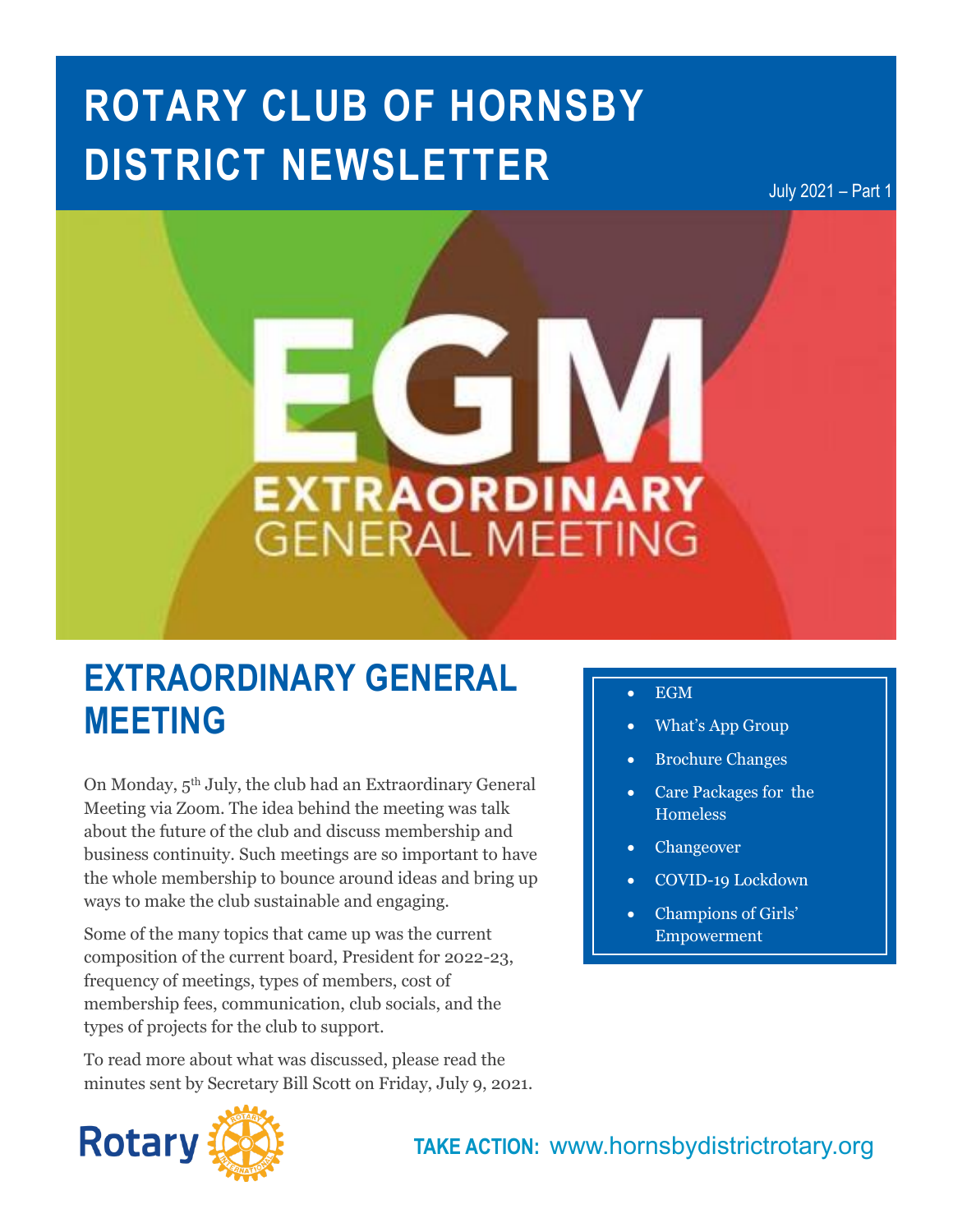# ROTARY CLUB OF HORNSBY DISTRICT NEWSLETTER

July 2021 – Part 1

- EGM
- What's App Group
- Brochure Changes
- Care Packages for the Homeless
- Changeover
- COVID-19 Lockdown
- Champions of Girls' Empowerment

## EXTRAORDINARY GENERAL MEETING

On Monday, 5th July, the club had an Extraordinary General Meeting via Zoom. The idea behind the meeting was talk about the future of the club and discuss membership and business continuity. Such meetings are so important to have the whole membership to bounce around ideas and bring up ways to make the club sustainable and engaging.

Some of the many topics that came up was the current composition of the current board, President for 2022-23, frequency of meetings, types of members, cost of membership fees, communication, club socials, and the types of projects for the club to support.

To read more about what was discussed, please read the minutes sent by Secretary Bill Scott on Friday, July 9, 2021.

**TAKE ACTION:** www.hornsbydistrictrotary.org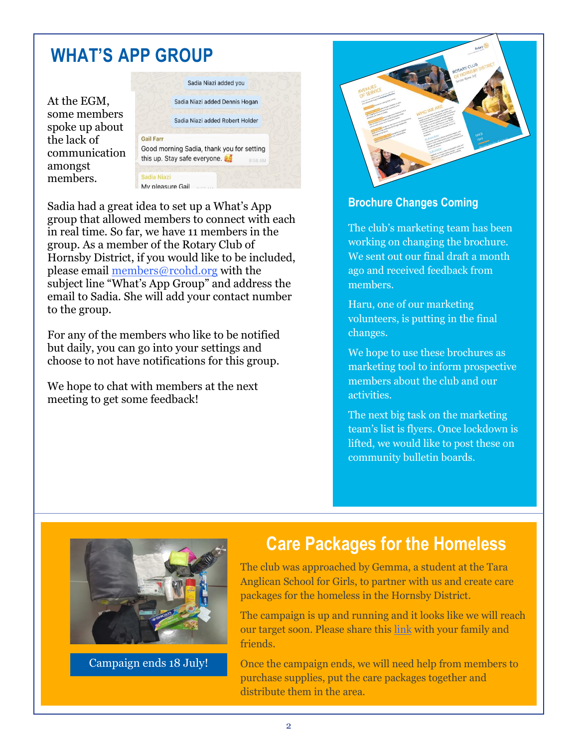# WHAT'S APP GROUP

At the EGM, some members spoke up about the lack of communication amongst members.

Sadia had a great idea to set up a What's App group that allowed members to connect with each in real time. So far, we have 11 members in the group. As a member of the Rotary Club of Hornsby District, if you would like to be included, please email [members@rcohd.org](mailto:members@rcohd.org) with the subject line "What's App Group" and address the email to Sadia. She will add your contact number to the group.

For any of the members who like to be notified but daily, you can go into your settings and choose to not have notifications for this group.

We hope to chat with members at the next meeting to get some feedback!

## Brochure Changes Coming

The club's marketing team has been working on changing the brochure. We sent out our final draft a month ago and received feedback from members.

Haru, one of our marketing volunteers, is putting in the final changes.

We hope to use these brochures as marketing tool to inform prospective members about the club and our activities.

The next big task on the marketing team's list is flyers. Once lockdown is lifted, we would like to post these on community bulletin boards.

# Care Packages for the Homeless

Campaign ends 18 July!

The club was approached by Gemma, a student at the Tara Anglican School for Girls, to partner with us and create care packages for the homeless in the Hornsby District.

The campaign is up and running and it looks like we will reach our target soon. Please share this link with your family and friends.

Once the campaign ends, we will need help from members to purchase supplies, put the care packages together and distribute them in the area.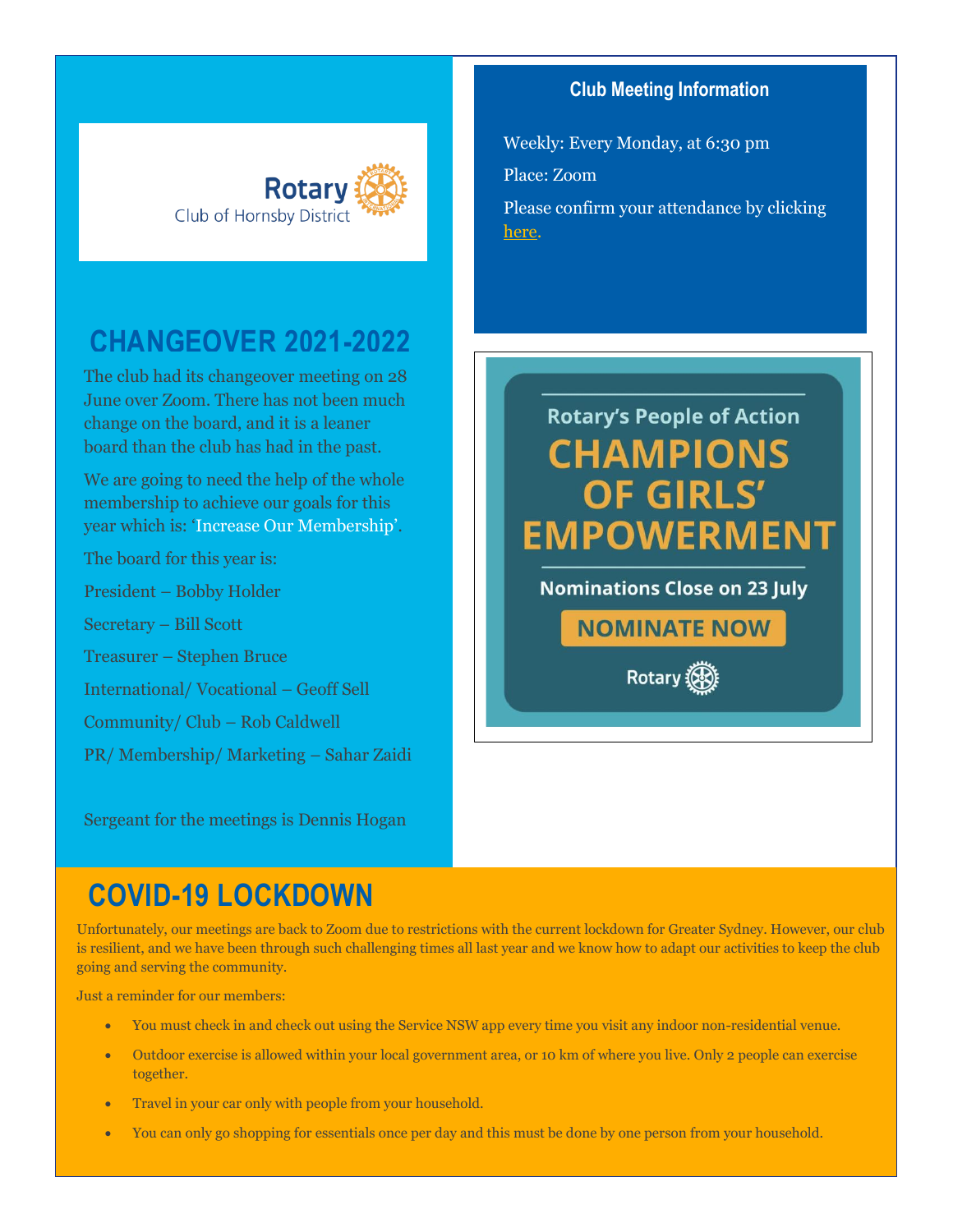Rotary Club of Hornsby District

## CHANGEOVER 2021-2022

The club had its changeover meeting on 28 June over Zoom. There has not been much change on the board, and it is a leaner board than the club has had in the past.

We are going to need the help of the whole membership to achieve our goals for this year which is: 'Increase Our Membership'.

The board for this year is:

President – Bobby Holder

Secretary – Bill Scott

Treasurer – Stephen Bruce

International/ Vocational – Geoff Sell

Community/ Club – Rob Caldwell

PR/ Membership/ Marketing – Sahar Zaidi

Sergeant for the meetings is Dennis Hogan

### Club Meeting Information

Weekly: Every Monday, at 6:30 pm

Place: Zoom

Please confirm your attendance by clicking here.

Rotary's People of Action

**CHAMPIONS OF GIRLS' EMPOWERMENT**

Nominations Close on 23 July

**NOMINATE NOW**

Rotary

## COVID-19 LOCKDOWN

Unfortunately, our meetings are back to Zoom due to restrictions with the current lockdown for Greater Sydney. However, our club is resilient, and we have been through such challenging times all last year and we know how to adapt our activities to keep the club going and serving the community.

Just a reminder for our members:

- You must check in and check out using the Service NSW app every time you visit any indoor non-residential venue.
- Outdoor exercise is allowed within your local government area, or 10 km of where you live. Only 2 people can exercise together.
- Travel in your car only with people from your household.
- You can only go shopping for essentials once per day and this must be done by one person from your household.